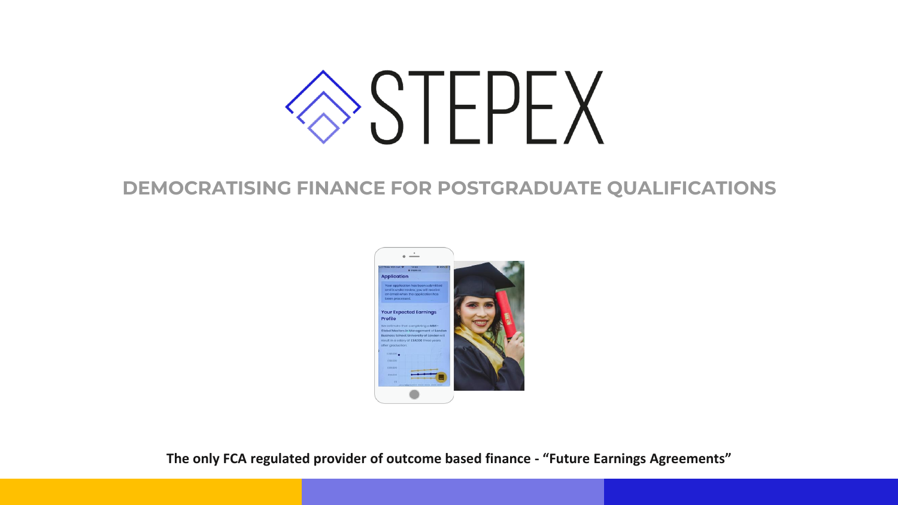# STEPEX

## DEMOCRATISING FINANCE FOR POSTGRADUATE QUALIFICATIONS

**The only FCA regulated provider of outcome based finance - "Future Earnings Agreements"**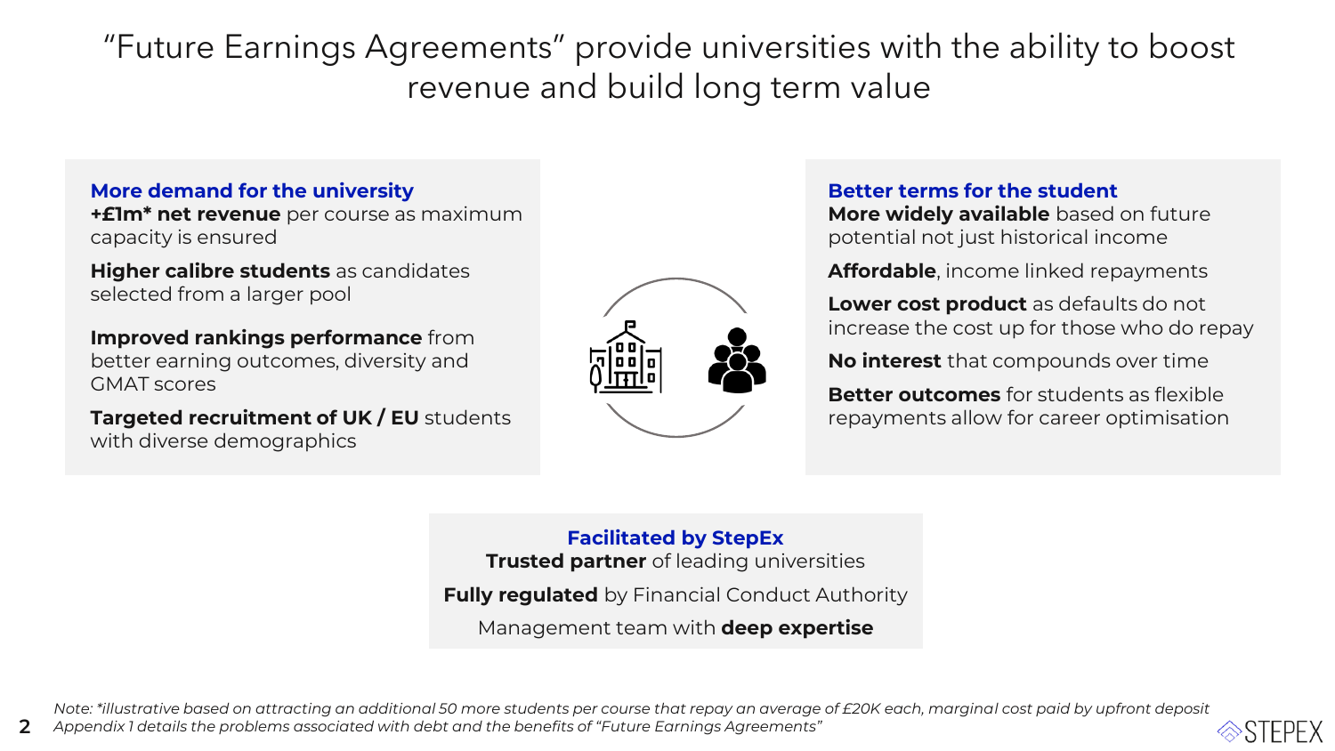# "Future Earnings Agreements" provide universities with the ability to boost revenue and build long term value

### More demand for the university

**+£1m\* net revenue** per course as maximum capacity is ensured

**Higher calibre students** as candidates selected from a larger pool

**Improved rankings performance** from better earning outcomes, diversity and GMAT scores

**Targeted recruitment of UK / EU** students with diverse demographics

### Better terms for the student

**More widely available** based on future potential not just historical income

**Affordable**, income linked repayments

**Lower cost product** as defaults do not increase the cost up for those who do repay

**No interest** that compounds over time

**Better outcomes** for students as flexible repayments allow for career optimisation

### Facilitated by StepEx

**Trusted partner** of leading universities

**Fully regulated** by Financial Conduct Authority

Management team with **deep expertise**

*Note: \*illustrative based on attracting an additional 50 more students per course that repay an average of £20K each, marginal cost paid by upfront deposit*
*Appendix 1 details the problems associated with debt and the benefits of "Future Earnings Agreements"*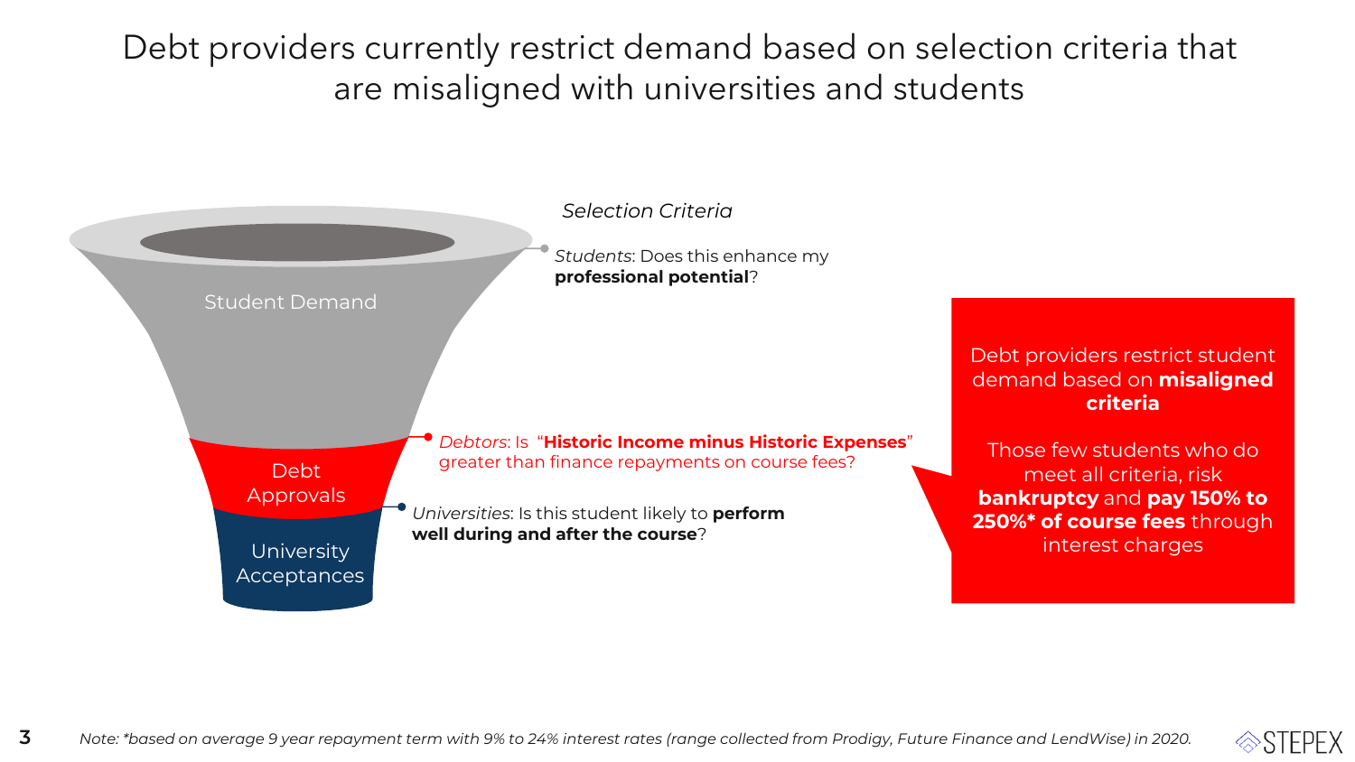# Debt providers currently restrict demand based on selection criteria that are misaligned with universities and students

Student Demand

Debt Approvals

University Acceptances

*Selection Criteria*

*Students*: Does this enhance my **professional potential**?

*Debtors*: Is "**Historic Income minus Historic Expenses**" greater than finance repayments on course fees?

*Universities*: Is this student likely to **perform well during and after the course**?

Debt providers restrict student demand based on **misaligned criteria**

Those few students who do meet all criteria, risk **bankruptcy** and **pay 150% to 250%* of course fees** through interest charges

*Note: *based on average 9 year repayment term with 9% to 24% interest rates (range collected from Prodigy, Future Finance and LendWise) in 2020.*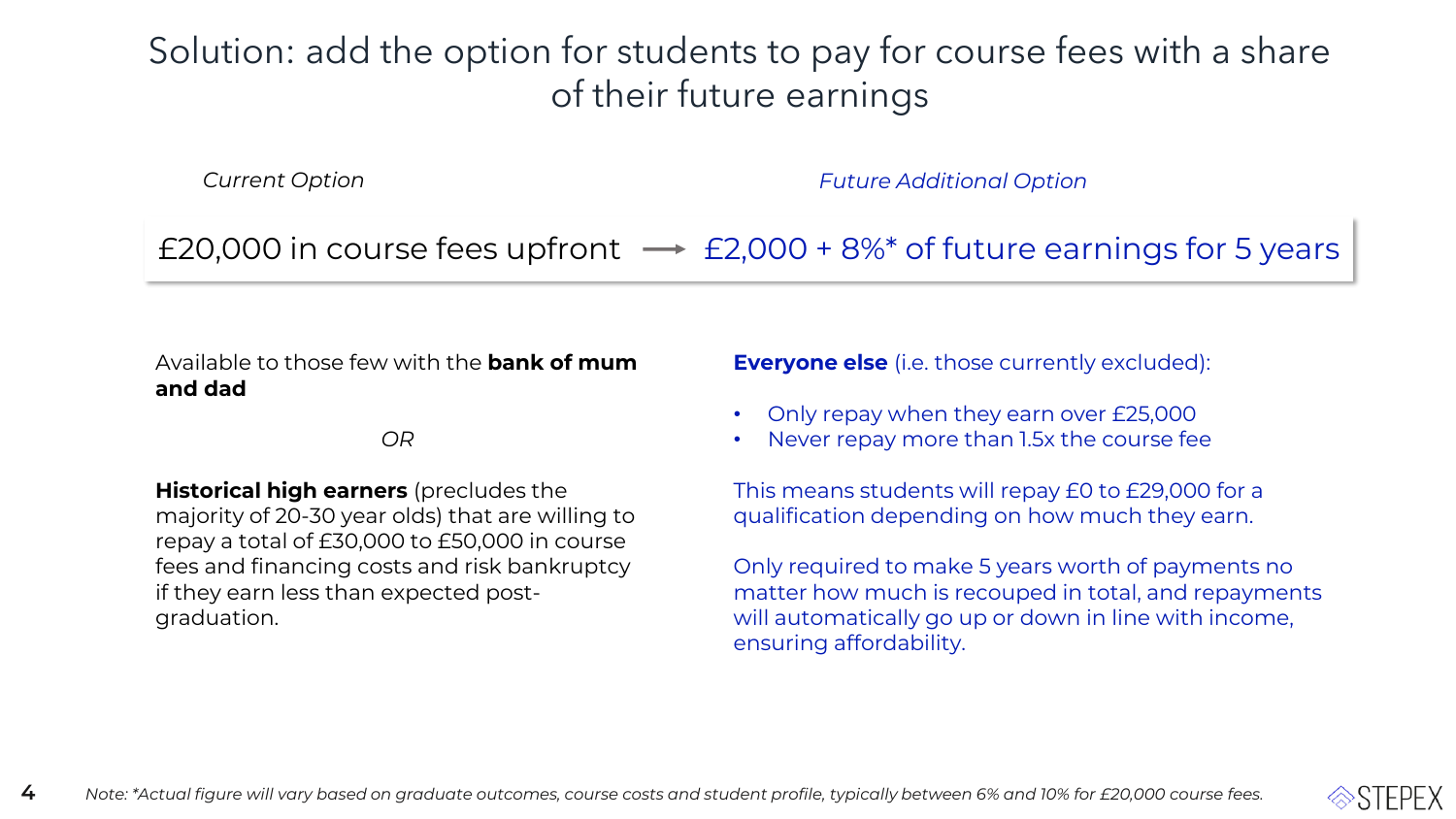# Solution: add the option for students to pay for course fees with a share of their future earnings

| *Current Option* | | *Future Additional Option* |
|---|---|---|
| £20,000 in course fees upfront | → | £2,000 + 8%* of future earnings for 5 years |

Available to those few with the **bank of mum and dad**

*OR*

**Historical high earners** (precludes the majority of 20-30 year olds) that are willing to repay a total of £30,000 to £50,000 in course fees and financing costs and risk bankruptcy if they earn less than expected post-graduation.

**Everyone else** (i.e. those currently excluded):

- Only repay when they earn over £25,000
- Never repay more than 1.5x the course fee

This means students will repay £0 to £29,000 for a qualification depending on how much they earn.

Only required to make 5 years worth of payments no matter how much is recouped in total, and repayments will automatically go up or down in line with income, ensuring affordability.

*Note: *Actual figure will vary based on graduate outcomes, course costs and student profile, typically between 6% and 10% for £20,000 course fees.*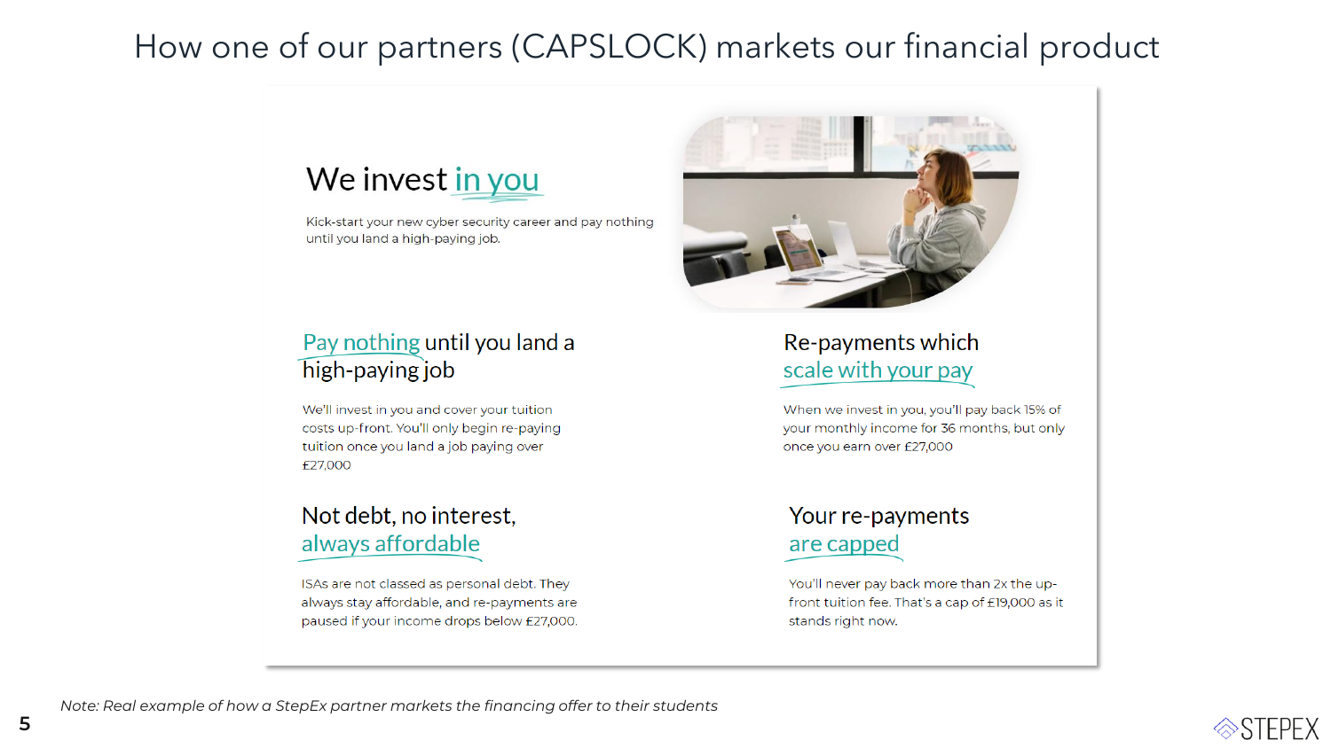# How one of our partners (CAPSLOCK) markets our financial product

## We invest in you

Kick-start your new cyber security career and pay nothing until you land a high-paying job.

### Pay nothing until you land a high-paying job

We'll invest in you and cover your tuition costs up-front. You'll only begin re-paying tuition once you land a job paying over £27,000

### Re-payments which scale with your pay

When we invest in you, you'll pay back 15% of your monthly income for 36 months, but only once you earn over £27,000

### Not debt, no interest, always affordable

ISAs are not classed as personal debt. They always stay affordable, and re-payments are paused if your income drops below £27,000.

### Your re-payments are capped

You'll never pay back more than 2x the up-front tuition fee. That's a cap of £19,000 as it stands right now.

*Note: Real example of how a StepEx partner markets the financing offer to their students*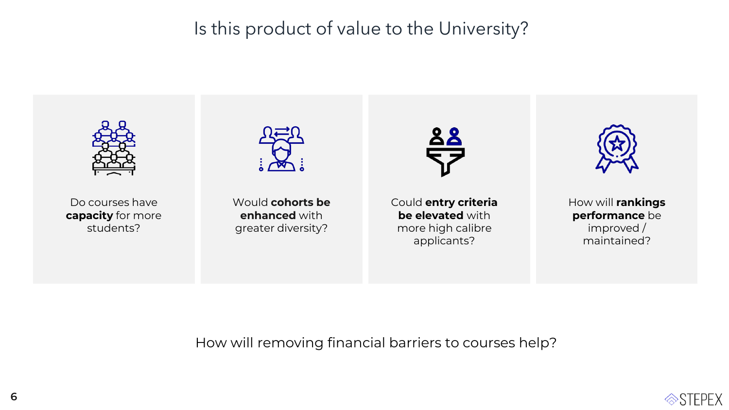# Is this product of value to the University?

Do courses have **capacity** for more students?

Would **cohorts be enhanced** with greater diversity?

Could **entry criteria be elevated** with more high calibre applicants?

How will **rankings performance** be improved / maintained?

How will removing financial barriers to courses help?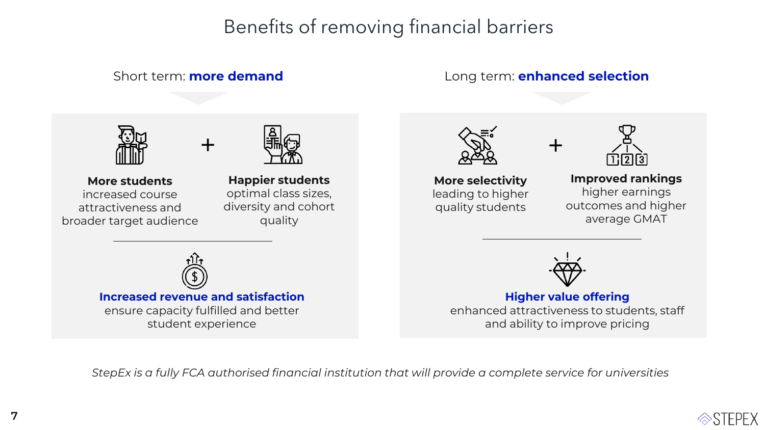# Benefits of removing financial barriers

## Short term: **more demand**

**More students**
increased course attractiveness and broader target audience

+

**Happier students**
optimal class sizes, diversity and cohort quality

**Increased revenue and satisfaction**
ensure capacity fulfilled and better student experience

## Long term: **enhanced selection**

**More selectivity**
leading to higher quality students

+

**Improved rankings**
higher earnings outcomes and higher average GMAT

**Higher value offering**
enhanced attractiveness to students, staff and ability to improve pricing

*StepEx is a fully FCA authorised financial institution that will provide a complete service for universities*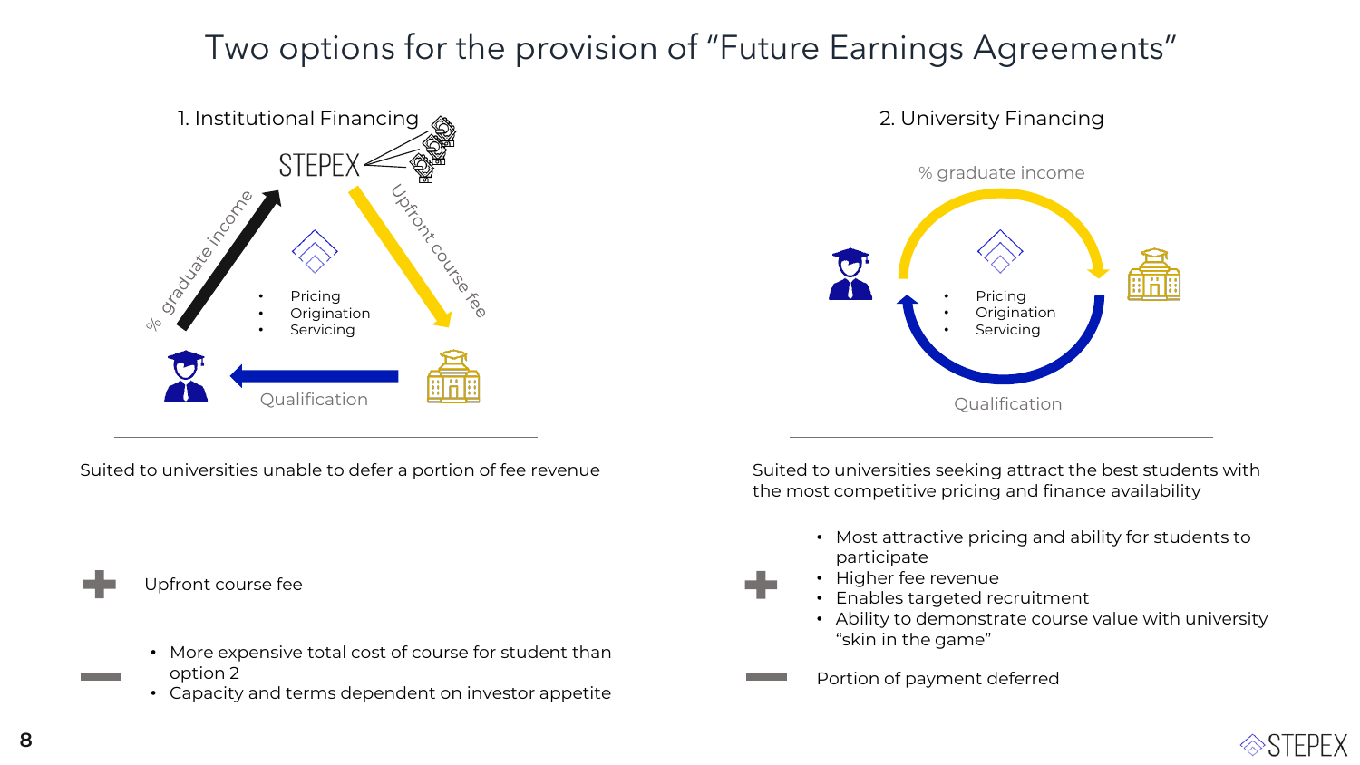# Two options for the provision of "Future Earnings Agreements"

## 1. Institutional Financing

STEPEX

% graduate income

Upfront course fee

Qualification

- Pricing
- Origination
- Servicing

Suited to universities unable to defer a portion of fee revenue

**+** Upfront course fee

**−**
- More expensive total cost of course for student than option 2
- Capacity and terms dependent on investor appetite

## 2. University Financing

% graduate income

Qualification

- Pricing
- Origination
- Servicing

Suited to universities seeking attract the best students with the most competitive pricing and finance availability

**+**
- Most attractive pricing and ability for students to participate
- Higher fee revenue
- Enables targeted recruitment
- Ability to demonstrate course value with university "skin in the game"

**−** Portion of payment deferred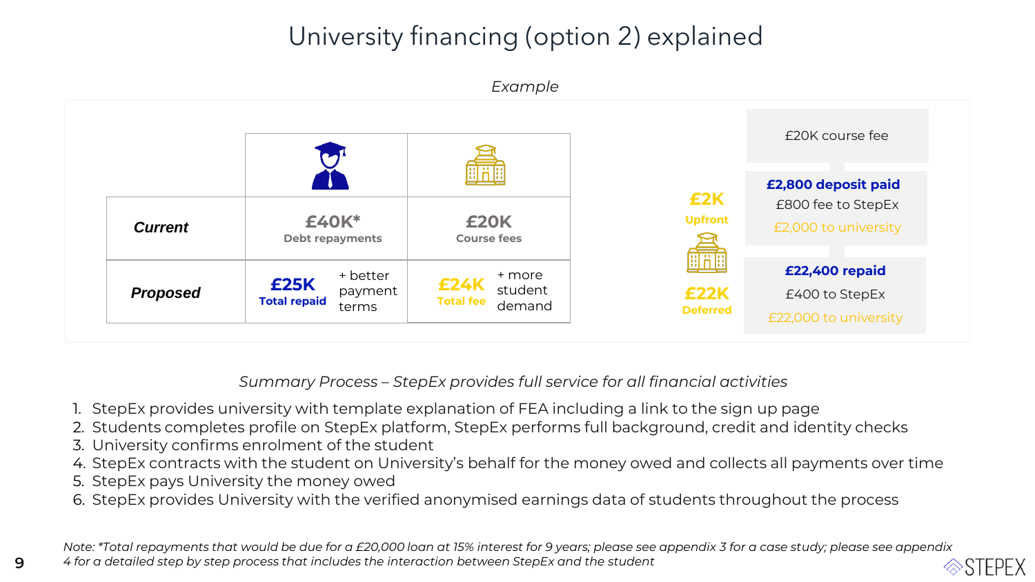# University financing (option 2) explained

*Example*

| | Student | University |
|---|---|---|
| ***Current*** | **£40K*** Debt repayments | **£20K** Course fees |
| ***Proposed*** | **£25K** Total repaid + better payment terms | **£24K** Total fee + more student demand |

£20K course fee

**£2K** Upfront

**£2,800 deposit paid**
£800 fee to StepEx
£2,000 to university

**£22K** Deferred

**£22,400 repaid**
£400 to StepEx
£22,000 to university

*Summary Process – StepEx provides full service for all financial activities*

1. StepEx provides university with template explanation of FEA including a link to the sign up page
2. Students completes profile on StepEx platform, StepEx performs full background, credit and identity checks
3. University confirms enrolment of the student
4. StepEx contracts with the student on University's behalf for the money owed and collects all payments over time
5. StepEx pays University the money owed
6. StepEx provides University with the verified anonymised earnings data of students throughout the process

*Note: *Total repayments that would be due for a £20,000 loan at 15% interest for 9 years; please see appendix 3 for a case study; please see appendix 4 for a detailed step by step process that includes the interaction between StepEx and the student*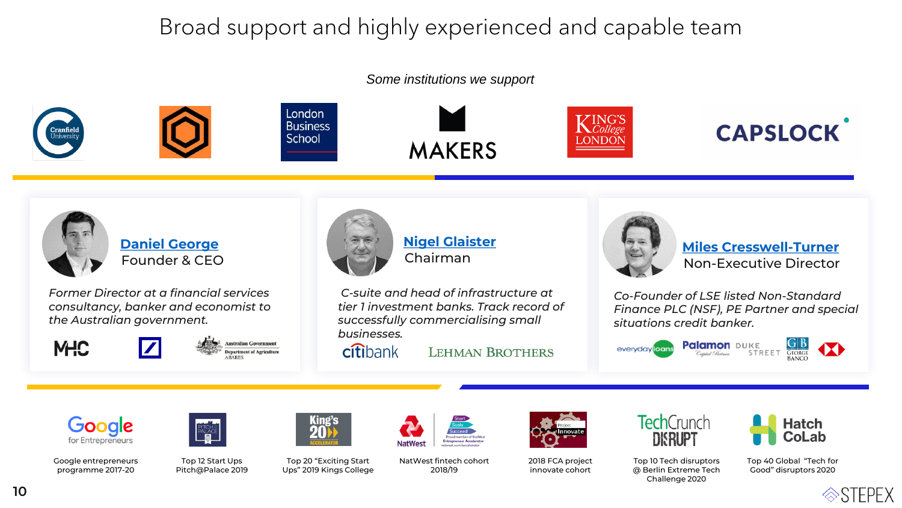# Broad support and highly experienced and capable team

*Some institutions we support*

Cranfield University | London Business School | MAKERS | King's College London | CAPSLOCK

**Daniel George**
Founder & CEO

*Former Director at a financial services consultancy, banker and economist to the Australian government.*

MHC | Deutsche Bank | Australian Government Department of Agriculture ABARES

**Nigel Glaister**
Chairman

*C-suite and head of infrastructure at tier 1 investment banks. Track record of successfully commercialising small businesses.*

citibank | LEHMAN BROTHERS

**Miles Cresswell-Turner**
Non-Executive Director

*Co-Founder of LSE listed Non-Standard Finance PLC (NSF), PE Partner and special situations credit banker.*

everyday loans | Palamon Capital Partners | DUKE STREET | GB George Banco

- Google for Entrepreneurs – Google entrepreneurs programme 2017-20
- Pitch@Palace – Top 12 Start Ups Pitch@Palace 2019
- King's 20 Accelerator – Top 20 "Exciting Start Ups" 2019 Kings College
- NatWest – NatWest fintech cohort 2018/19
- Project Innovate – 2018 FCA project innovate cohort
- TechCrunch Disrupt – Top 10 Tech disruptors @ Berlin Extreme Tech Challenge 2020
- Hatch CoLab – Top 40 Global "Tech for Good" disruptors 2020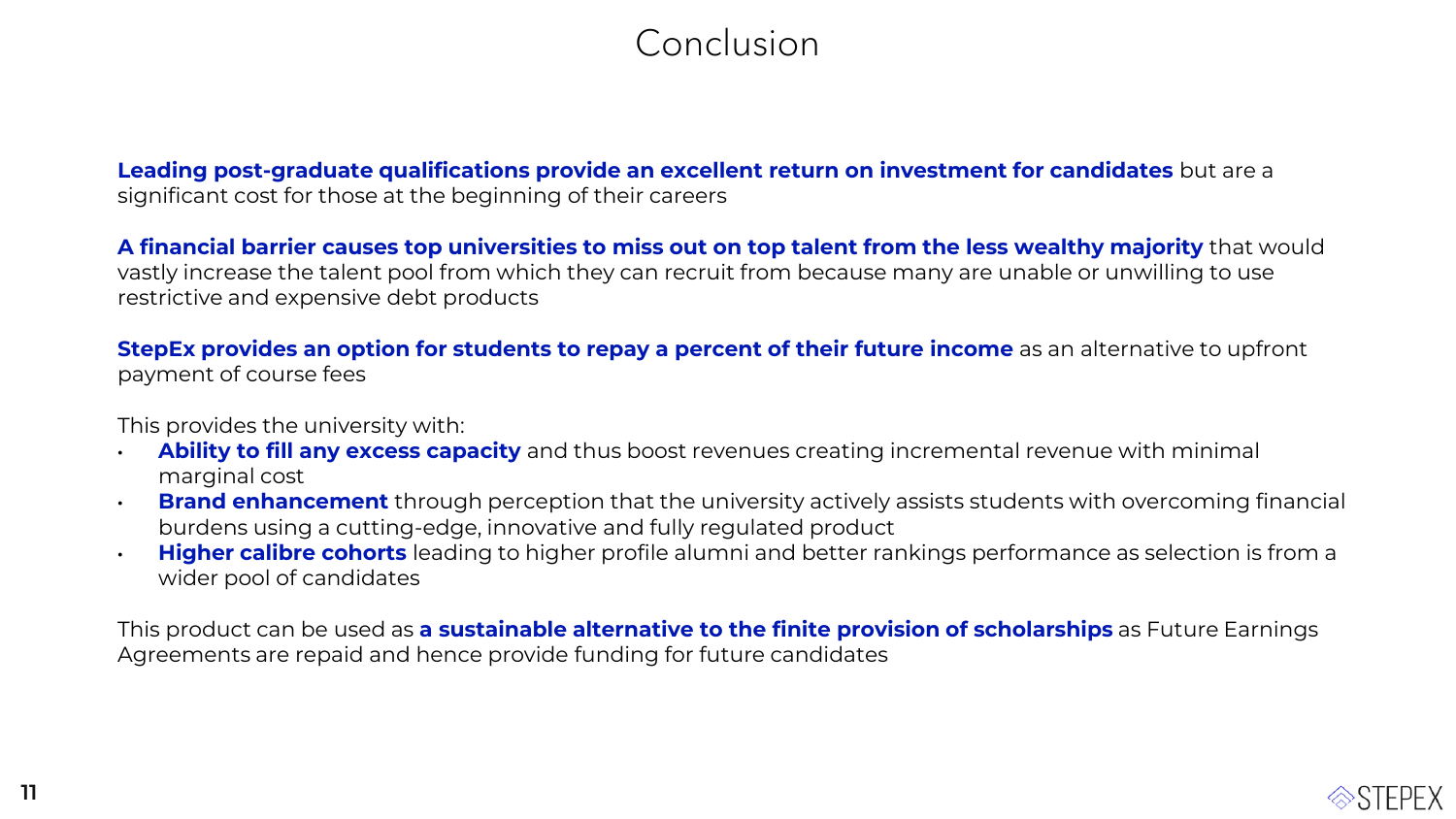# Conclusion

**Leading post-graduate qualifications provide an excellent return on investment for candidates** but are a significant cost for those at the beginning of their careers

**A financial barrier causes top universities to miss out on top talent from the less wealthy majority** that would vastly increase the talent pool from which they can recruit from because many are unable or unwilling to use restrictive and expensive debt products

**StepEx provides an option for students to repay a percent of their future income** as an alternative to upfront payment of course fees

This provides the university with:

- **Ability to fill any excess capacity** and thus boost revenues creating incremental revenue with minimal marginal cost
- **Brand enhancement** through perception that the university actively assists students with overcoming financial burdens using a cutting-edge, innovative and fully regulated product
- **Higher calibre cohorts** leading to higher profile alumni and better rankings performance as selection is from a wider pool of candidates

This product can be used as **a sustainable alternative to the finite provision of scholarships** as Future Earnings Agreements are repaid and hence provide funding for future candidates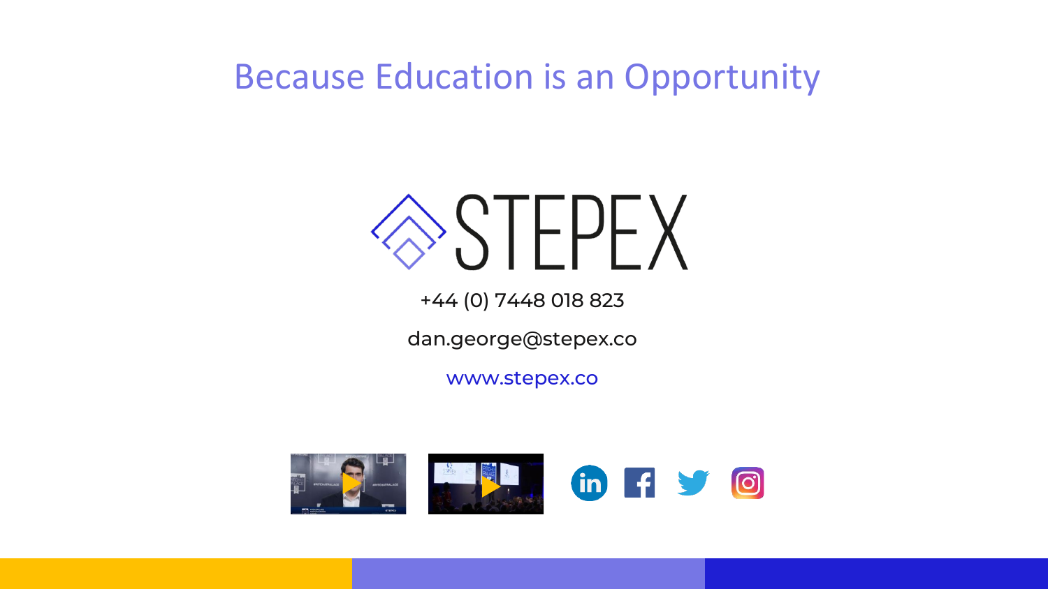# Because Education is an Opportunity

STEPEX

+44 (0) 7448 018 823

dan.george@stepex.co

www.stepex.co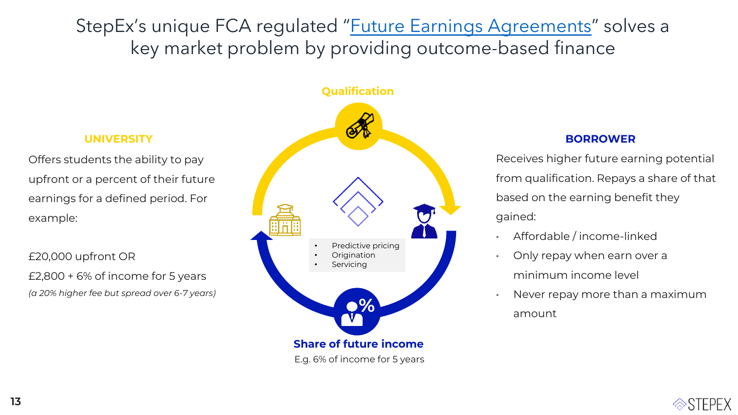# StepEx's unique FCA regulated "Future Earnings Agreements" solves a key market problem by providing outcome-based finance

### UNIVERSITY

Offers students the ability to pay upfront or a percent of their future earnings for a defined period. For example:

£20,000 upfront OR

£2,800 + 6% of income for 5 years

*(a 20% higher fee but spread over 6-7 years)*

**Qualification**

- Predictive pricing
- Origination
- Servicing

**Share of future income**

E.g. 6% of income for 5 years

### BORROWER

Receives higher future earning potential from qualification. Repays a share of that based on the earning benefit they gained:

- Affordable / income-linked
- Only repay when earn over a minimum income level
- Never repay more than a maximum amount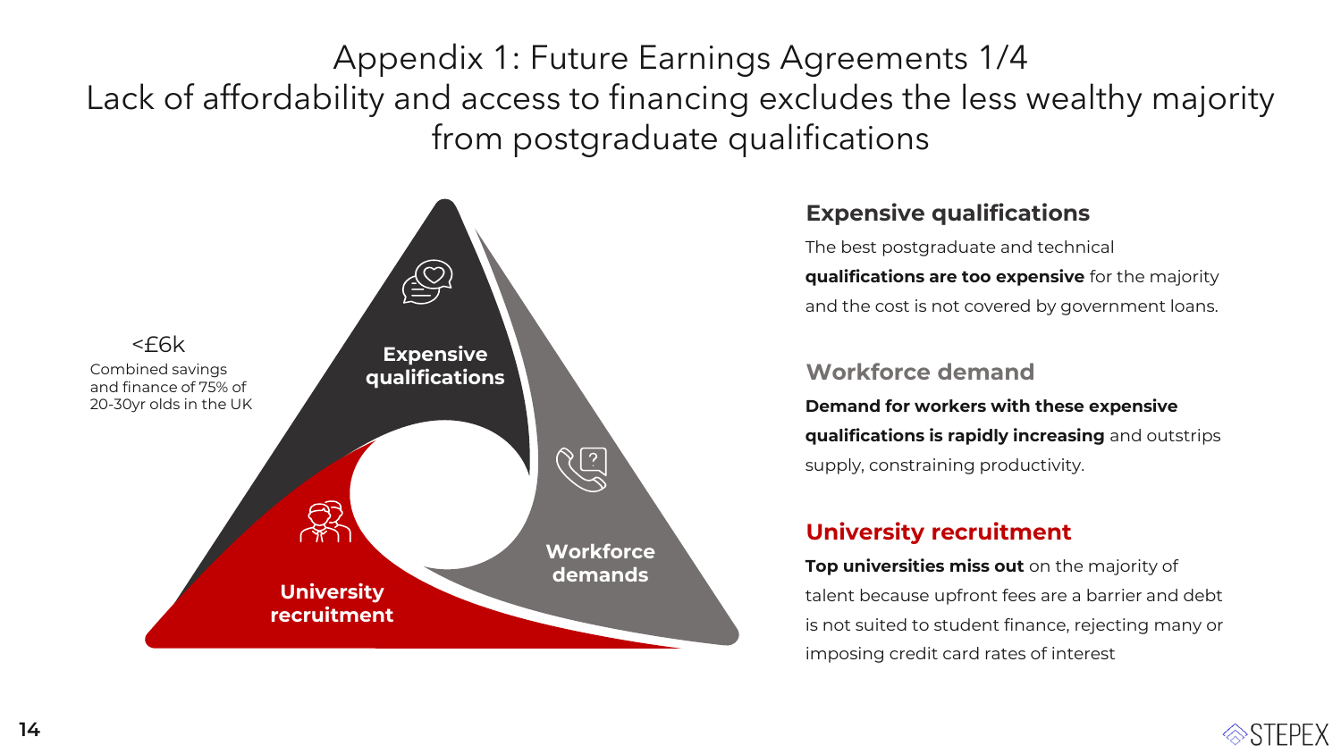# Appendix 1: Future Earnings Agreements 1/4
## Lack of affordability and access to financing excludes the less wealthy majority from postgraduate qualifications

<£6k

Combined savings and finance of 75% of 20-30yr olds in the UK

Expensive qualifications

Workforce demands

University recruitment

### Expensive qualifications

The best postgraduate and technical **qualifications are too expensive** for the majority and the cost is not covered by government loans.

### Workforce demand

**Demand for workers with these expensive qualifications is rapidly increasing** and outstrips supply, constraining productivity.

### University recruitment

**Top universities miss out** on the majority of talent because upfront fees are a barrier and debt is not suited to student finance, rejecting many or imposing credit card rates of interest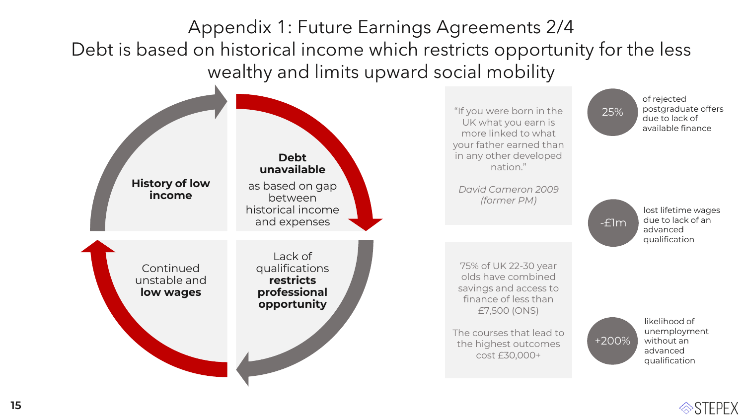# Appendix 1: Future Earnings Agreements 2/4

## Debt is based on historical income which restricts opportunity for the less wealthy and limits upward social mobility

**History of low income**

**Debt unavailable** as based on gap between historical income and expenses

Lack of qualifications **restricts professional opportunity**

Continued unstable and **low wages**

"If you were born in the UK what you earn is more linked to what your father earned than in any other developed nation."

*David Cameron 2009 (former PM)*

75% of UK 22-30 year olds have combined savings and access to finance of less than £7,500 (ONS)

The courses that lead to the highest outcomes cost £30,000+

- **25%** of rejected postgraduate offers due to lack of available finance
- **-£1m** lost lifetime wages due to lack of an advanced qualification
- **+200%** likelihood of unemployment without an advanced qualification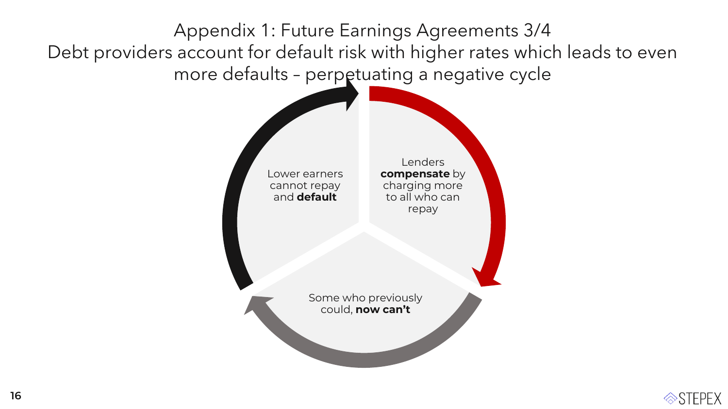# Appendix 1: Future Earnings Agreements 3/4

## Debt providers account for default risk with higher rates which leads to even more defaults – perpetuating a negative cycle

Lower earners cannot repay and **default**

Lenders **compensate** by charging more to all who can repay

Some who previously could, **now can't**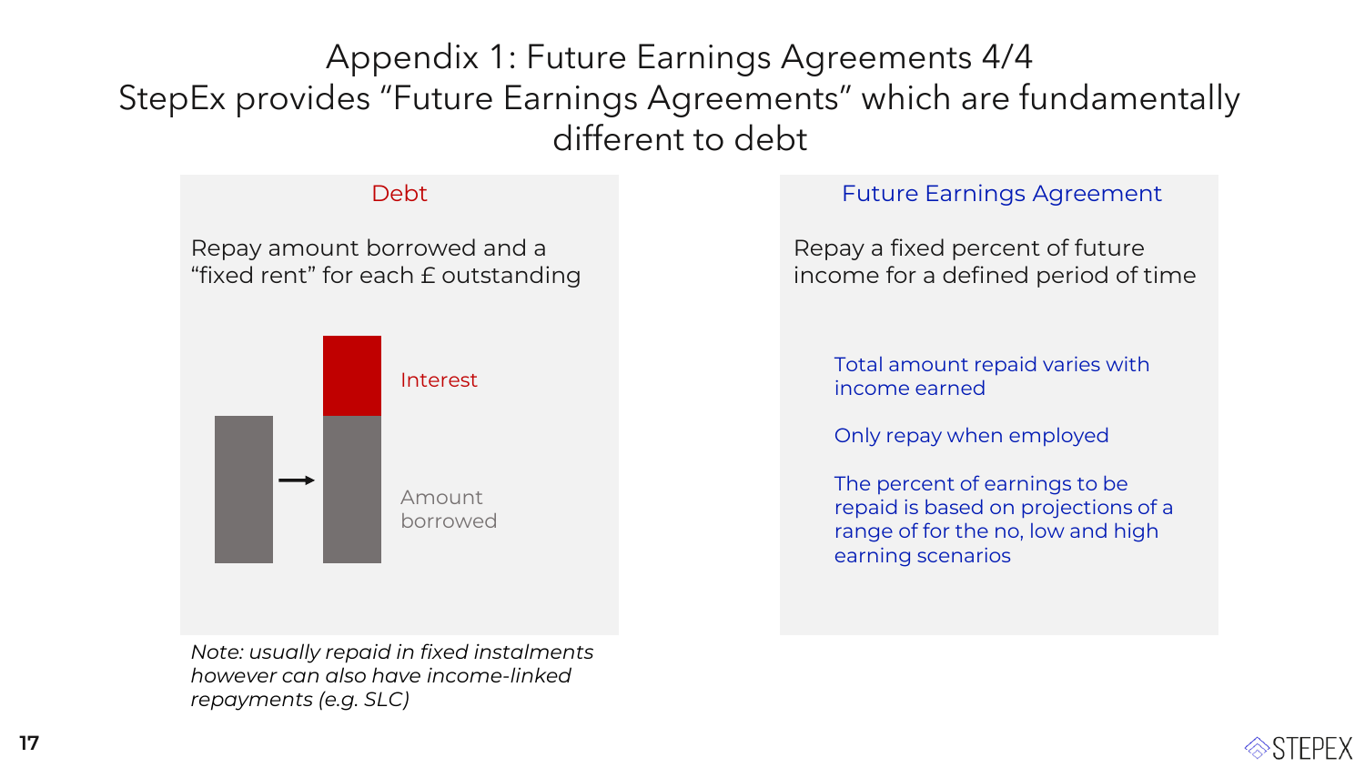# Appendix 1: Future Earnings Agreements 4/4
## StepEx provides "Future Earnings Agreements" which are fundamentally different to debt

### Debt

Repay amount borrowed and a "fixed rent" for each £ outstanding

Interest

Amount borrowed

*Note: usually repaid in fixed instalments however can also have income-linked repayments (e.g. SLC)*

### Future Earnings Agreement

Repay a fixed percent of future income for a defined period of time

Total amount repaid varies with income earned

Only repay when employed

The percent of earnings to be repaid is based on projections of a range of for the no, low and high earning scenarios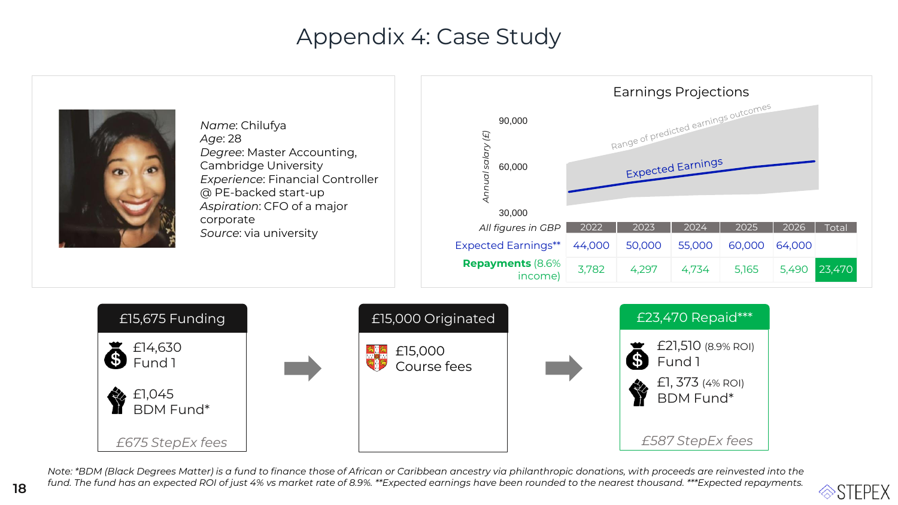# Appendix 4: Case Study

*Name*: Chilufya
*Age*: 28
*Degree*: Master Accounting, Cambridge University
*Experience*: Financial Controller @ PE-backed start-up
*Aspiration*: CFO of a major corporate
*Source*: via university

## Earnings Projections

| *All figures in GBP* | 2022 | 2023 | 2024 | 2025 | 2026 | Total |
|---|---|---|---|---|---|---|
| Expected Earnings** | 44,000 | 50,000 | 55,000 | 60,000 | 64,000 | |
| **Repayments** (8.6% income) | 3,782 | 4,297 | 4,734 | 5,165 | 5,490 | 23,470 |

### £15,675 Funding

£14,630 Fund 1

£1,045 BDM Fund*

*£675 StepEx fees*

### £15,000 Originated

£15,000 Course fees

### £23,470 Repaid***

£21,510 (8.9% ROI) Fund 1

£1, 373 (4% ROI) BDM Fund*

*£587 StepEx fees*

*Note: *BDM (Black Degrees Matter) is a fund to finance those of African or Caribbean ancestry via philanthropic donations, with proceeds are reinvested into the fund. The fund has an expected ROI of just 4% vs market rate of 8.9%. **Expected earnings have been rounded to the nearest thousand. ***Expected repayments.*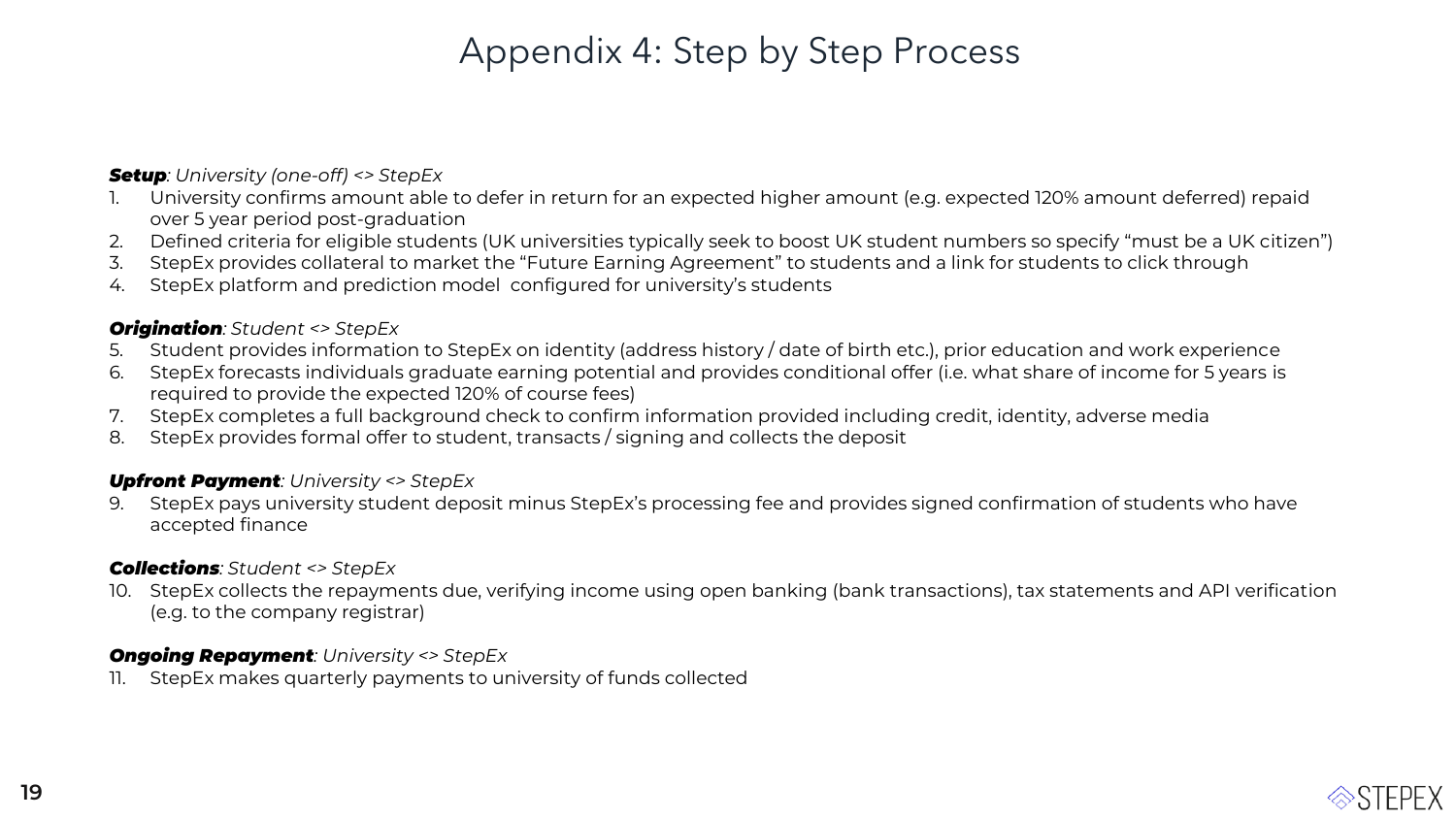# Appendix 4: Step by Step Process

***Setup****: University (one-off) <> StepEx*

1. University confirms amount able to defer in return for an expected higher amount (e.g. expected 120% amount deferred) repaid over 5 year period post-graduation
2. Defined criteria for eligible students (UK universities typically seek to boost UK student numbers so specify "must be a UK citizen")
3. StepEx provides collateral to market the "Future Earning Agreement" to students and a link for students to click through
4. StepEx platform and prediction model  configured for university's students

***Origination****: Student <> StepEx*

5. Student provides information to StepEx on identity (address history / date of birth etc.), prior education and work experience
6. StepEx forecasts individuals graduate earning potential and provides conditional offer (i.e. what share of income for 5 years is required to provide the expected 120% of course fees)
7. StepEx completes a full background check to confirm information provided including credit, identity, adverse media
8. StepEx provides formal offer to student, transacts / signing and collects the deposit

***Upfront Payment****: University <> StepEx*

9. StepEx pays university student deposit minus StepEx's processing fee and provides signed confirmation of students who have accepted finance

***Collections****: Student <> StepEx*

10. StepEx collects the repayments due, verifying income using open banking (bank transactions), tax statements and API verification (e.g. to the company registrar)

***Ongoing Repayment****: University <> StepEx*

11. StepEx makes quarterly payments to university of funds collected